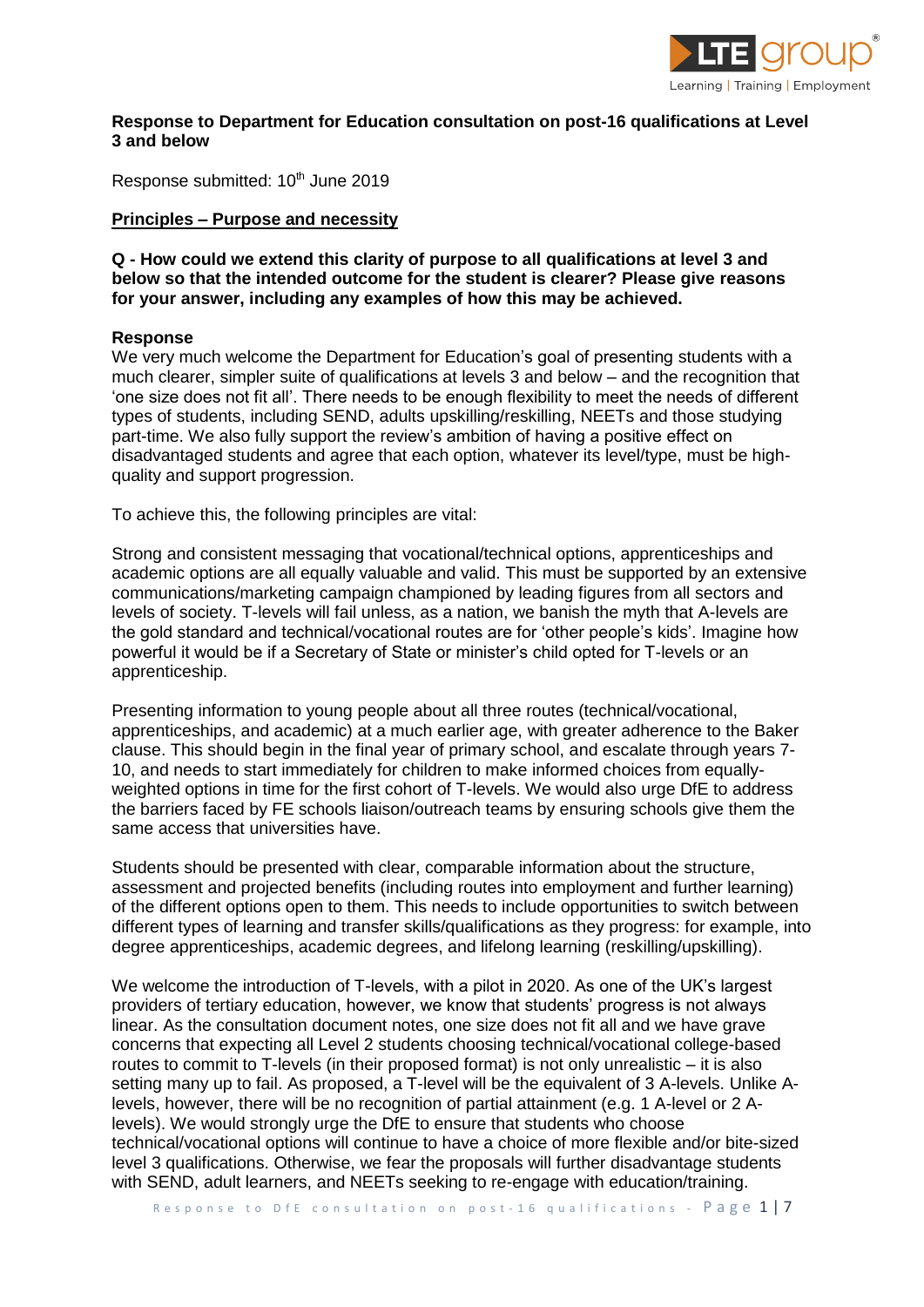**Response to Department for Education consultation on post-16 qualifications at Level 3 and below**

Response submitted: 10th June 2019

**Principles – Purpose and necessity**

**Q - How could we extend this clarity of purpose to all qualifications at level 3 and below so that the intended outcome for the student is clearer? Please give reasons for your answer, including any examples of how this may be achieved.**

**Response**

We very much welcome the Department for Education's goal of presenting students with a much clearer, simpler suite of qualifications at levels 3 and below – and the recognition that 'one size does not fit all'. There needs to be enough flexibility to meet the needs of different types of students, including SEND, adults upskilling/reskilling, NEETs and those studying part-time. We also fully support the review's ambition of having a positive effect on disadvantaged students and agree that each option, whatever its level/type, must be high-quality and support progression.

To achieve this, the following principles are vital:

Strong and consistent messaging that vocational/technical options, apprenticeships and academic options are all equally valuable and valid. This must be supported by an extensive communications/marketing campaign championed by leading figures from all sectors and levels of society. T-levels will fail unless, as a nation, we banish the myth that A-levels are the gold standard and technical/vocational routes are for 'other people's kids'. Imagine how powerful it would be if a Secretary of State or minister's child opted for T-levels or an apprenticeship.

Presenting information to young people about all three routes (technical/vocational, apprenticeships, and academic) at a much earlier age, with greater adherence to the Baker clause. This should begin in the final year of primary school, and escalate through years 7-10, and needs to start immediately for children to make informed choices from equally-weighted options in time for the first cohort of T-levels. We would also urge DfE to address the barriers faced by FE schools liaison/outreach teams by ensuring schools give them the same access that universities have.

Students should be presented with clear, comparable information about the structure, assessment and projected benefits (including routes into employment and further learning) of the different options open to them. This needs to include opportunities to switch between different types of learning and transfer skills/qualifications as they progress: for example, into degree apprenticeships, academic degrees, and lifelong learning (reskilling/upskilling).

We welcome the introduction of T-levels, with a pilot in 2020. As one of the UK's largest providers of tertiary education, however, we know that students' progress is not always linear. As the consultation document notes, one size does not fit all and we have grave concerns that expecting all Level 2 students choosing technical/vocational college-based routes to commit to T-levels (in their proposed format) is not only unrealistic – it is also setting many up to fail. As proposed, a T-level will be the equivalent of 3 A-levels. Unlike A-levels, however, there will be no recognition of partial attainment (e.g. 1 A-level or 2 A-levels). We would strongly urge the DfE to ensure that students who choose technical/vocational options will continue to have a choice of more flexible and/or bite-sized level 3 qualifications. Otherwise, we fear the proposals will further disadvantage students with SEND, adult learners, and NEETs seeking to re-engage with education/training.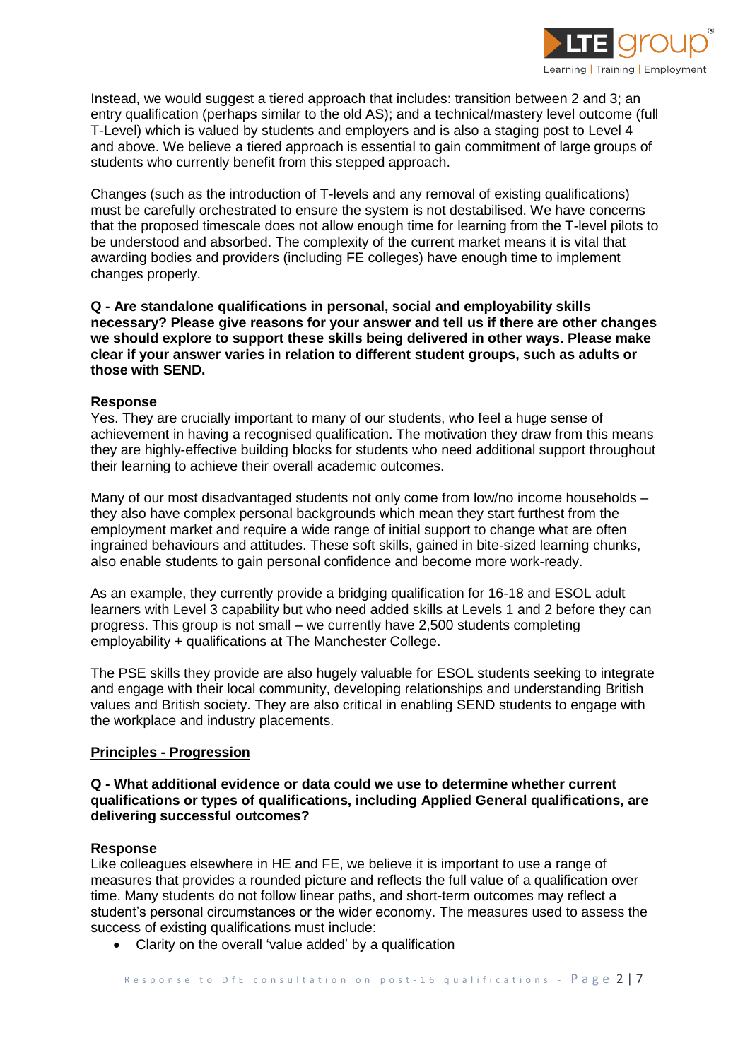Instead, we would suggest a tiered approach that includes: transition between 2 and 3; an entry qualification (perhaps similar to the old AS); and a technical/mastery level outcome (full T-Level) which is valued by students and employers and is also a staging post to Level 4 and above. We believe a tiered approach is essential to gain commitment of large groups of students who currently benefit from this stepped approach.

Changes (such as the introduction of T-levels and any removal of existing qualifications) must be carefully orchestrated to ensure the system is not destabilised. We have concerns that the proposed timescale does not allow enough time for learning from the T-level pilots to be understood and absorbed. The complexity of the current market means it is vital that awarding bodies and providers (including FE colleges) have enough time to implement changes properly.

**Q - Are standalone qualifications in personal, social and employability skills necessary? Please give reasons for your answer and tell us if there are other changes we should explore to support these skills being delivered in other ways. Please make clear if your answer varies in relation to different student groups, such as adults or those with SEND.**

**Response**

Yes. They are crucially important to many of our students, who feel a huge sense of achievement in having a recognised qualification. The motivation they draw from this means they are highly-effective building blocks for students who need additional support throughout their learning to achieve their overall academic outcomes.

Many of our most disadvantaged students not only come from low/no income households – they also have complex personal backgrounds which mean they start furthest from the employment market and require a wide range of initial support to change what are often ingrained behaviours and attitudes. These soft skills, gained in bite-sized learning chunks, also enable students to gain personal confidence and become more work-ready.

As an example, they currently provide a bridging qualification for 16-18 and ESOL adult learners with Level 3 capability but who need added skills at Levels 1 and 2 before they can progress. This group is not small – we currently have 2,500 students completing employability + qualifications at The Manchester College.

The PSE skills they provide are also hugely valuable for ESOL students seeking to integrate and engage with their local community, developing relationships and understanding British values and British society. They are also critical in enabling SEND students to engage with the workplace and industry placements.

## Principles - Progression

**Q - What additional evidence or data could we use to determine whether current qualifications or types of qualifications, including Applied General qualifications, are delivering successful outcomes?**

**Response**

Like colleagues elsewhere in HE and FE, we believe it is important to use a range of measures that provides a rounded picture and reflects the full value of a qualification over time. Many students do not follow linear paths, and short-term outcomes may reflect a student's personal circumstances or the wider economy. The measures used to assess the success of existing qualifications must include:

- Clarity on the overall 'value added' by a qualification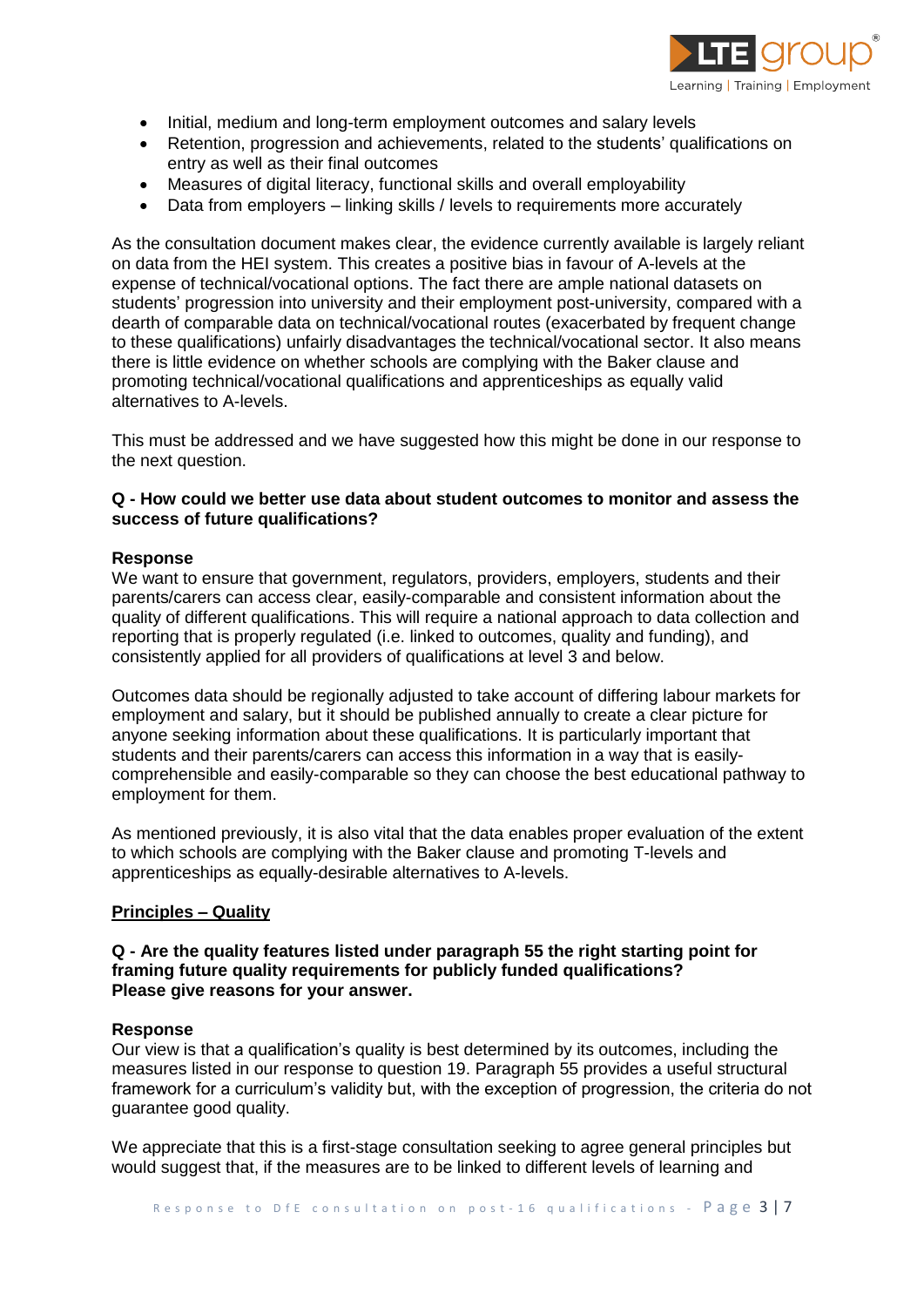- Initial, medium and long-term employment outcomes and salary levels
- Retention, progression and achievements, related to the students' qualifications on entry as well as their final outcomes
- Measures of digital literacy, functional skills and overall employability
- Data from employers – linking skills / levels to requirements more accurately

As the consultation document makes clear, the evidence currently available is largely reliant on data from the HEI system. This creates a positive bias in favour of A-levels at the expense of technical/vocational options. The fact there are ample national datasets on students' progression into university and their employment post-university, compared with a dearth of comparable data on technical/vocational routes (exacerbated by frequent change to these qualifications) unfairly disadvantages the technical/vocational sector. It also means there is little evidence on whether schools are complying with the Baker clause and promoting technical/vocational qualifications and apprenticeships as equally valid alternatives to A-levels.

This must be addressed and we have suggested how this might be done in our response to the next question.

**Q - How could we better use data about student outcomes to monitor and assess the success of future qualifications?**

**Response**

We want to ensure that government, regulators, providers, employers, students and their parents/carers can access clear, easily-comparable and consistent information about the quality of different qualifications. This will require a national approach to data collection and reporting that is properly regulated (i.e. linked to outcomes, quality and funding), and consistently applied for all providers of qualifications at level 3 and below.

Outcomes data should be regionally adjusted to take account of differing labour markets for employment and salary, but it should be published annually to create a clear picture for anyone seeking information about these qualifications. It is particularly important that students and their parents/carers can access this information in a way that is easily-comprehensible and easily-comparable so they can choose the best educational pathway to employment for them.

As mentioned previously, it is also vital that the data enables proper evaluation of the extent to which schools are complying with the Baker clause and promoting T-levels and apprenticeships as equally-desirable alternatives to A-levels.

**<u>Principles – Quality</u>**

**Q - Are the quality features listed under paragraph 55 the right starting point for framing future quality requirements for publicly funded qualifications?**
**Please give reasons for your answer.**

**Response**

Our view is that a qualification's quality is best determined by its outcomes, including the measures listed in our response to question 19. Paragraph 55 provides a useful structural framework for a curriculum's validity but, with the exception of progression, the criteria do not guarantee good quality.

We appreciate that this is a first-stage consultation seeking to agree general principles but would suggest that, if the measures are to be linked to different levels of learning and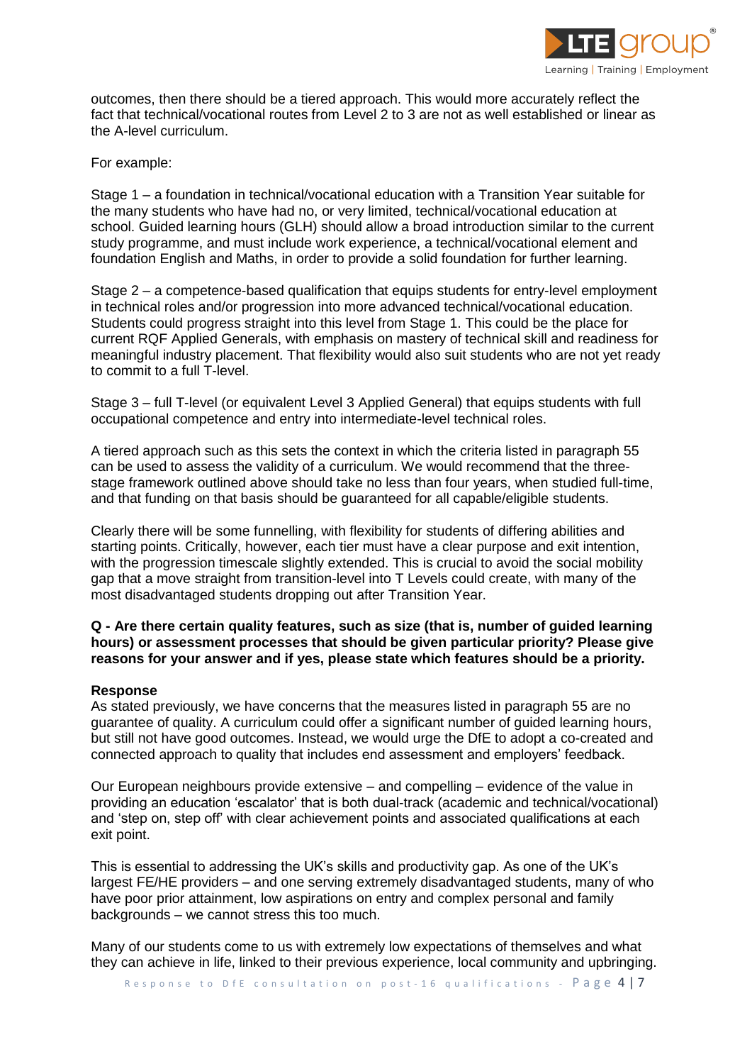outcomes, then there should be a tiered approach. This would more accurately reflect the fact that technical/vocational routes from Level 2 to 3 are not as well established or linear as the A-level curriculum.

For example:

Stage 1 – a foundation in technical/vocational education with a Transition Year suitable for the many students who have had no, or very limited, technical/vocational education at school. Guided learning hours (GLH) should allow a broad introduction similar to the current study programme, and must include work experience, a technical/vocational element and foundation English and Maths, in order to provide a solid foundation for further learning.

Stage 2 – a competence-based qualification that equips students for entry-level employment in technical roles and/or progression into more advanced technical/vocational education. Students could progress straight into this level from Stage 1. This could be the place for current RQF Applied Generals, with emphasis on mastery of technical skill and readiness for meaningful industry placement. That flexibility would also suit students who are not yet ready to commit to a full T-level.

Stage 3 – full T-level (or equivalent Level 3 Applied General) that equips students with full occupational competence and entry into intermediate-level technical roles.

A tiered approach such as this sets the context in which the criteria listed in paragraph 55 can be used to assess the validity of a curriculum. We would recommend that the three-stage framework outlined above should take no less than four years, when studied full-time, and that funding on that basis should be guaranteed for all capable/eligible students.

Clearly there will be some funnelling, with flexibility for students of differing abilities and starting points. Critically, however, each tier must have a clear purpose and exit intention, with the progression timescale slightly extended. This is crucial to avoid the social mobility gap that a move straight from transition-level into T Levels could create, with many of the most disadvantaged students dropping out after Transition Year.

**Q - Are there certain quality features, such as size (that is, number of guided learning hours) or assessment processes that should be given particular priority? Please give reasons for your answer and if yes, please state which features should be a priority.**

**Response**

As stated previously, we have concerns that the measures listed in paragraph 55 are no guarantee of quality. A curriculum could offer a significant number of guided learning hours, but still not have good outcomes. Instead, we would urge the DfE to adopt a co-created and connected approach to quality that includes end assessment and employers' feedback.

Our European neighbours provide extensive – and compelling – evidence of the value in providing an education 'escalator' that is both dual-track (academic and technical/vocational) and 'step on, step off' with clear achievement points and associated qualifications at each exit point.

This is essential to addressing the UK's skills and productivity gap. As one of the UK's largest FE/HE providers – and one serving extremely disadvantaged students, many of who have poor prior attainment, low aspirations on entry and complex personal and family backgrounds – we cannot stress this too much.

Many of our students come to us with extremely low expectations of themselves and what they can achieve in life, linked to their previous experience, local community and upbringing.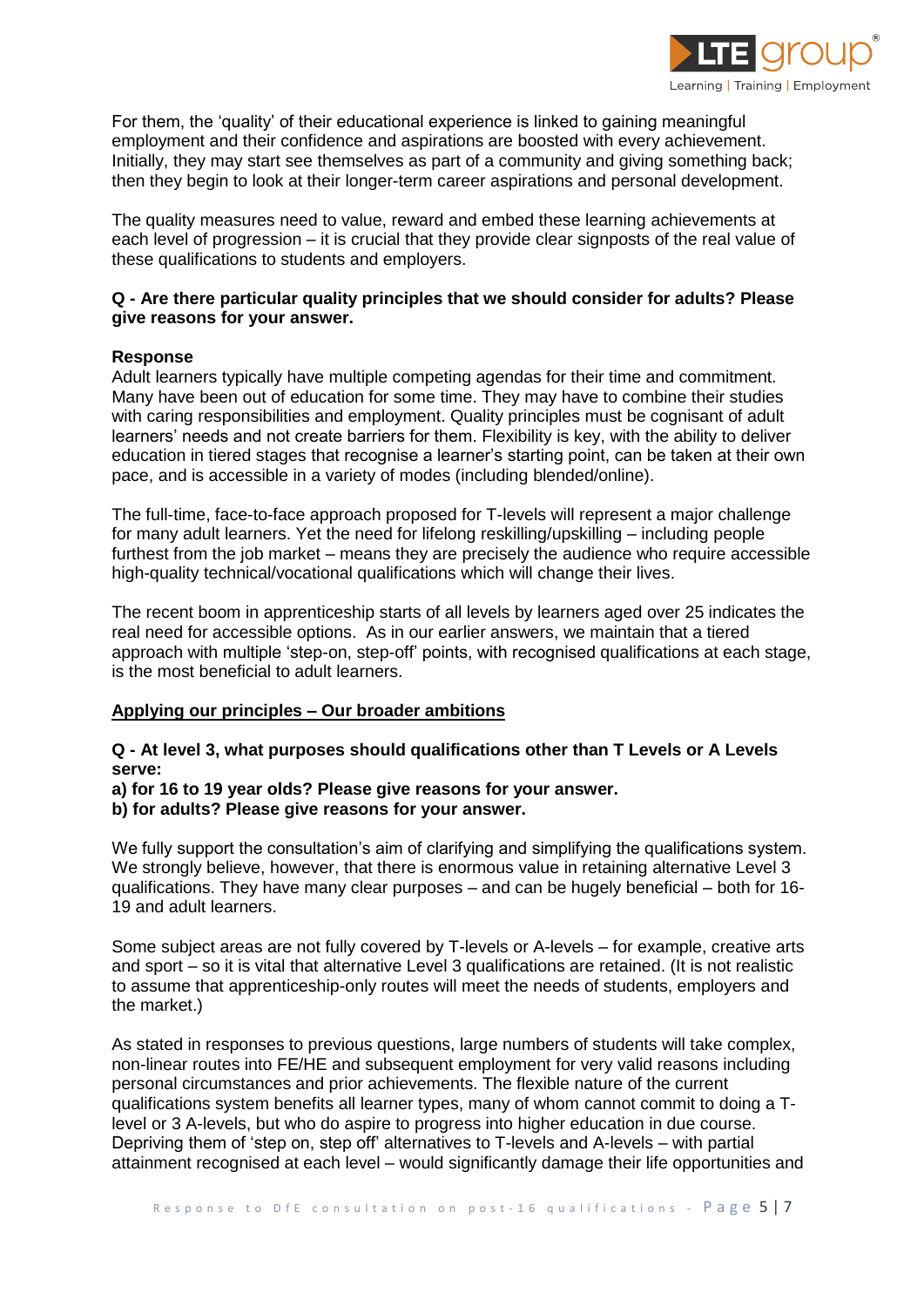For them, the 'quality' of their educational experience is linked to gaining meaningful employment and their confidence and aspirations are boosted with every achievement. Initially, they may start see themselves as part of a community and giving something back; then they begin to look at their longer-term career aspirations and personal development.

The quality measures need to value, reward and embed these learning achievements at each level of progression – it is crucial that they provide clear signposts of the real value of these qualifications to students and employers.

**Q - Are there particular quality principles that we should consider for adults? Please give reasons for your answer.**

**Response**

Adult learners typically have multiple competing agendas for their time and commitment. Many have been out of education for some time. They may have to combine their studies with caring responsibilities and employment. Quality principles must be cognisant of adult learners' needs and not create barriers for them. Flexibility is key, with the ability to deliver education in tiered stages that recognise a learner's starting point, can be taken at their own pace, and is accessible in a variety of modes (including blended/online).

The full-time, face-to-face approach proposed for T-levels will represent a major challenge for many adult learners. Yet the need for lifelong reskilling/upskilling – including people furthest from the job market – means they are precisely the audience who require accessible high-quality technical/vocational qualifications which will change their lives.

The recent boom in apprenticeship starts of all levels by learners aged over 25 indicates the real need for accessible options. As in our earlier answers, we maintain that a tiered approach with multiple 'step-on, step-off' points, with recognised qualifications at each stage, is the most beneficial to adult learners.

## Applying our principles – Our broader ambitions

**Q - At level 3, what purposes should qualifications other than T Levels or A Levels serve:**
**a) for 16 to 19 year olds? Please give reasons for your answer.**
**b) for adults? Please give reasons for your answer.**

We fully support the consultation's aim of clarifying and simplifying the qualifications system. We strongly believe, however, that there is enormous value in retaining alternative Level 3 qualifications. They have many clear purposes – and can be hugely beneficial – both for 16-19 and adult learners.

Some subject areas are not fully covered by T-levels or A-levels – for example, creative arts and sport – so it is vital that alternative Level 3 qualifications are retained. (It is not realistic to assume that apprenticeship-only routes will meet the needs of students, employers and the market.)

As stated in responses to previous questions, large numbers of students will take complex, non-linear routes into FE/HE and subsequent employment for very valid reasons including personal circumstances and prior achievements. The flexible nature of the current qualifications system benefits all learner types, many of whom cannot commit to doing a T-level or 3 A-levels, but who do aspire to progress into higher education in due course. Depriving them of 'step on, step off' alternatives to T-levels and A-levels – with partial attainment recognised at each level – would significantly damage their life opportunities and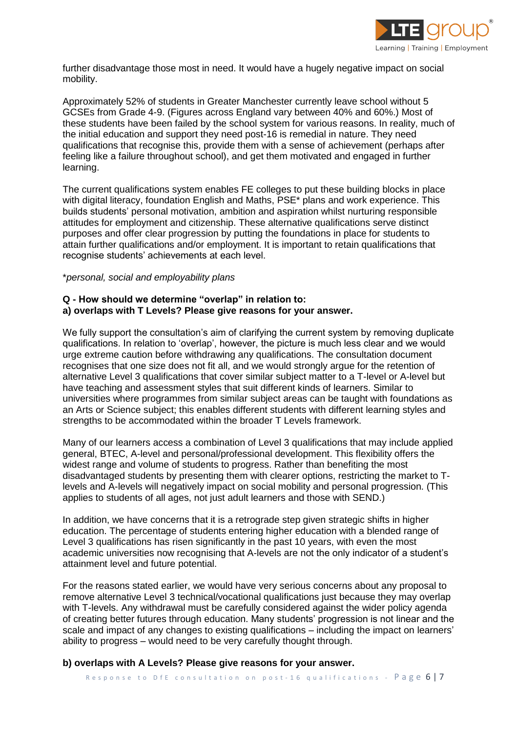further disadvantage those most in need. It would have a hugely negative impact on social mobility.

Approximately 52% of students in Greater Manchester currently leave school without 5 GCSEs from Grade 4-9. (Figures across England vary between 40% and 60%.) Most of these students have been failed by the school system for various reasons. In reality, much of the initial education and support they need post-16 is remedial in nature. They need qualifications that recognise this, provide them with a sense of achievement (perhaps after feeling like a failure throughout school), and get them motivated and engaged in further learning.

The current qualifications system enables FE colleges to put these building blocks in place with digital literacy, foundation English and Maths, PSE* plans and work experience. This builds students' personal motivation, ambition and aspiration whilst nurturing responsible attitudes for employment and citizenship. These alternative qualifications serve distinct purposes and offer clear progression by putting the foundations in place for students to attain further qualifications and/or employment. It is important to retain qualifications that recognise students' achievements at each level.

*\*personal, social and employability plans*

**Q - How should we determine "overlap" in relation to:**
**a) overlaps with T Levels? Please give reasons for your answer.**

We fully support the consultation's aim of clarifying the current system by removing duplicate qualifications. In relation to 'overlap', however, the picture is much less clear and we would urge extreme caution before withdrawing any qualifications. The consultation document recognises that one size does not fit all, and we would strongly argue for the retention of alternative Level 3 qualifications that cover similar subject matter to a T-level or A-level but have teaching and assessment styles that suit different kinds of learners. Similar to universities where programmes from similar subject areas can be taught with foundations as an Arts or Science subject; this enables different students with different learning styles and strengths to be accommodated within the broader T Levels framework.

Many of our learners access a combination of Level 3 qualifications that may include applied general, BTEC, A-level and personal/professional development. This flexibility offers the widest range and volume of students to progress. Rather than benefiting the most disadvantaged students by presenting them with clearer options, restricting the market to T-levels and A-levels will negatively impact on social mobility and personal progression. (This applies to students of all ages, not just adult learners and those with SEND.)

In addition, we have concerns that it is a retrograde step given strategic shifts in higher education. The percentage of students entering higher education with a blended range of Level 3 qualifications has risen significantly in the past 10 years, with even the most academic universities now recognising that A-levels are not the only indicator of a student's attainment level and future potential.

For the reasons stated earlier, we would have very serious concerns about any proposal to remove alternative Level 3 technical/vocational qualifications just because they may overlap with T-levels. Any withdrawal must be carefully considered against the wider policy agenda of creating better futures through education. Many students' progression is not linear and the scale and impact of any changes to existing qualifications – including the impact on learners' ability to progress – would need to be very carefully thought through.

**b) overlaps with A Levels? Please give reasons for your answer.**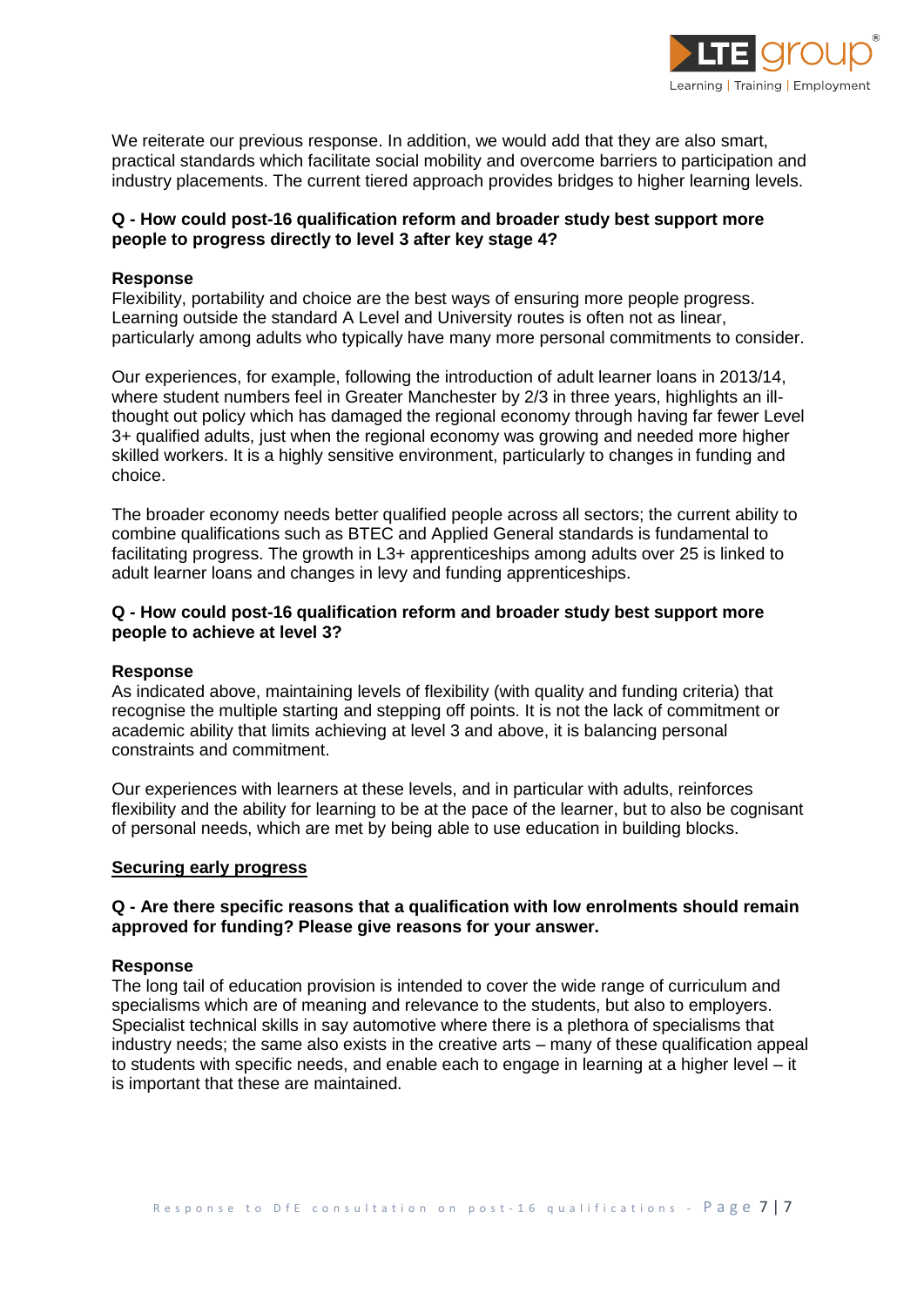We reiterate our previous response. In addition, we would add that they are also smart, practical standards which facilitate social mobility and overcome barriers to participation and industry placements. The current tiered approach provides bridges to higher learning levels.

**Q - How could post-16 qualification reform and broader study best support more people to progress directly to level 3 after key stage 4?**

**Response**

Flexibility, portability and choice are the best ways of ensuring more people progress. Learning outside the standard A Level and University routes is often not as linear, particularly among adults who typically have many more personal commitments to consider.

Our experiences, for example, following the introduction of adult learner loans in 2013/14, where student numbers feel in Greater Manchester by 2/3 in three years, highlights an ill-thought out policy which has damaged the regional economy through having far fewer Level 3+ qualified adults, just when the regional economy was growing and needed more higher skilled workers. It is a highly sensitive environment, particularly to changes in funding and choice.

The broader economy needs better qualified people across all sectors; the current ability to combine qualifications such as BTEC and Applied General standards is fundamental to facilitating progress. The growth in L3+ apprenticeships among adults over 25 is linked to adult learner loans and changes in levy and funding apprenticeships.

**Q - How could post-16 qualification reform and broader study best support more people to achieve at level 3?**

**Response**

As indicated above, maintaining levels of flexibility (with quality and funding criteria) that recognise the multiple starting and stepping off points. It is not the lack of commitment or academic ability that limits achieving at level 3 and above, it is balancing personal constraints and commitment.

Our experiences with learners at these levels, and in particular with adults, reinforces flexibility and the ability for learning to be at the pace of the learner, but to also be cognisant of personal needs, which are met by being able to use education in building blocks.

## Securing early progress

**Q - Are there specific reasons that a qualification with low enrolments should remain approved for funding? Please give reasons for your answer.**

**Response**

The long tail of education provision is intended to cover the wide range of curriculum and specialisms which are of meaning and relevance to the students, but also to employers. Specialist technical skills in say automotive where there is a plethora of specialisms that industry needs; the same also exists in the creative arts – many of these qualification appeal to students with specific needs, and enable each to engage in learning at a higher level – it is important that these are maintained.